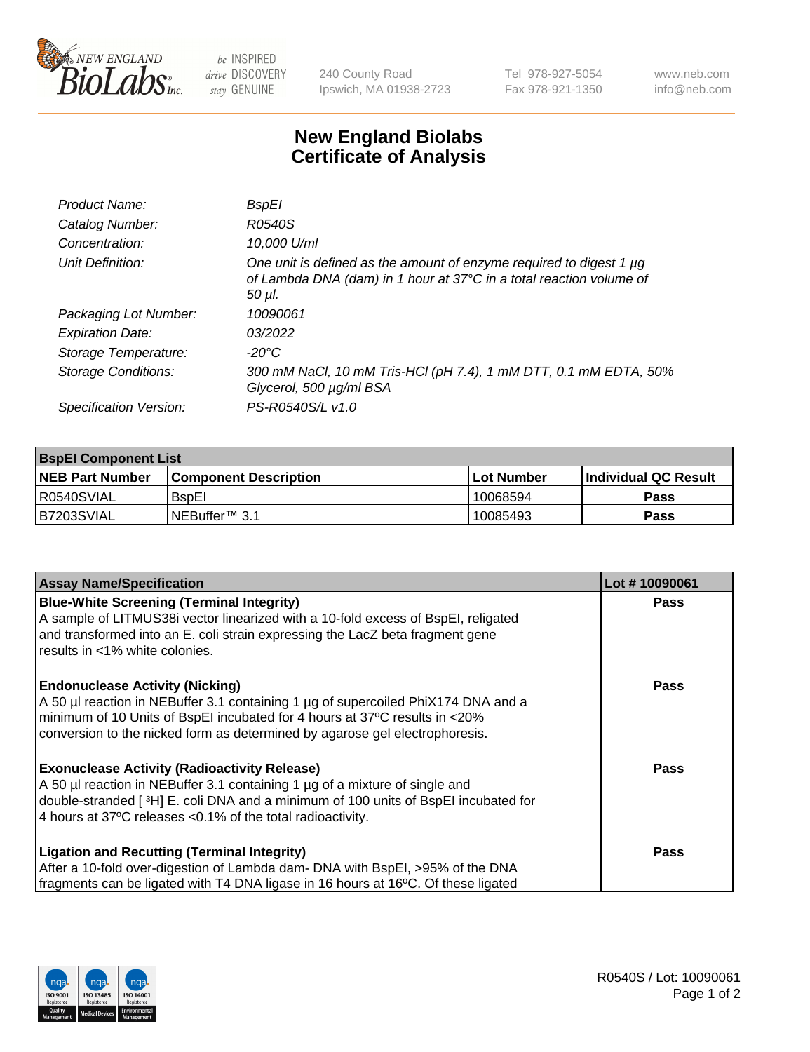# New England Biolabs Certificate of Analysis

| | |
|---|---|
| *Product Name:* | *BspEI* |
| *Catalog Number:* | *R0540S* |
| *Concentration:* | *10,000 U/ml* |
| *Unit Definition:* | *One unit is defined as the amount of enzyme required to digest 1 µg of Lambda DNA (dam) in 1 hour at 37°C in a total reaction volume of 50 µl.* |
| *Packaging Lot Number:* | *10090061* |
| *Expiration Date:* | *03/2022* |
| *Storage Temperature:* | *-20°C* |
| *Storage Conditions:* | *300 mM NaCl, 10 mM Tris-HCl (pH 7.4), 1 mM DTT, 0.1 mM EDTA, 50% Glycerol, 500 µg/ml BSA* |
| *Specification Version:* | *PS-R0540S/L v1.0* |

| **BspEI Component List** | | | |
|---|---|---|---|
| **NEB Part Number** | **Component Description** | **Lot Number** | **Individual QC Result** |
| R0540SVIAL | BspEI | 10068594 | **Pass** |
| B7203SVIAL | NEBuffer™ 3.1 | 10085493 | **Pass** |

| **Assay Name/Specification** | **Lot # 10090061** |
|---|---|
| **Blue-White Screening (Terminal Integrity)**<br>A sample of LITMUS38i vector linearized with a 10-fold excess of BspEI, religated and transformed into an E. coli strain expressing the LacZ beta fragment gene results in <1% white colonies. | **Pass** |
| **Endonuclease Activity (Nicking)**<br>A 50 µl reaction in NEBuffer 3.1 containing 1 µg of supercoiled PhiX174 DNA and a minimum of 10 Units of BspEI incubated for 4 hours at 37ºC results in <20% conversion to the nicked form as determined by agarose gel electrophoresis. | **Pass** |
| **Exonuclease Activity (Radioactivity Release)**<br>A 50 µl reaction in NEBuffer 3.1 containing 1 µg of a mixture of single and double-stranded [ $^3$H] E. coli DNA and a minimum of 100 units of BspEI incubated for 4 hours at 37ºC releases <0.1% of the total radioactivity. | **Pass** |
| **Ligation and Recutting (Terminal Integrity)**<br>After a 10-fold over-digestion of Lambda dam- DNA with BspEI, >95% of the DNA fragments can be ligated with T4 DNA ligase in 16 hours at 16ºC. Of these ligated | **Pass** |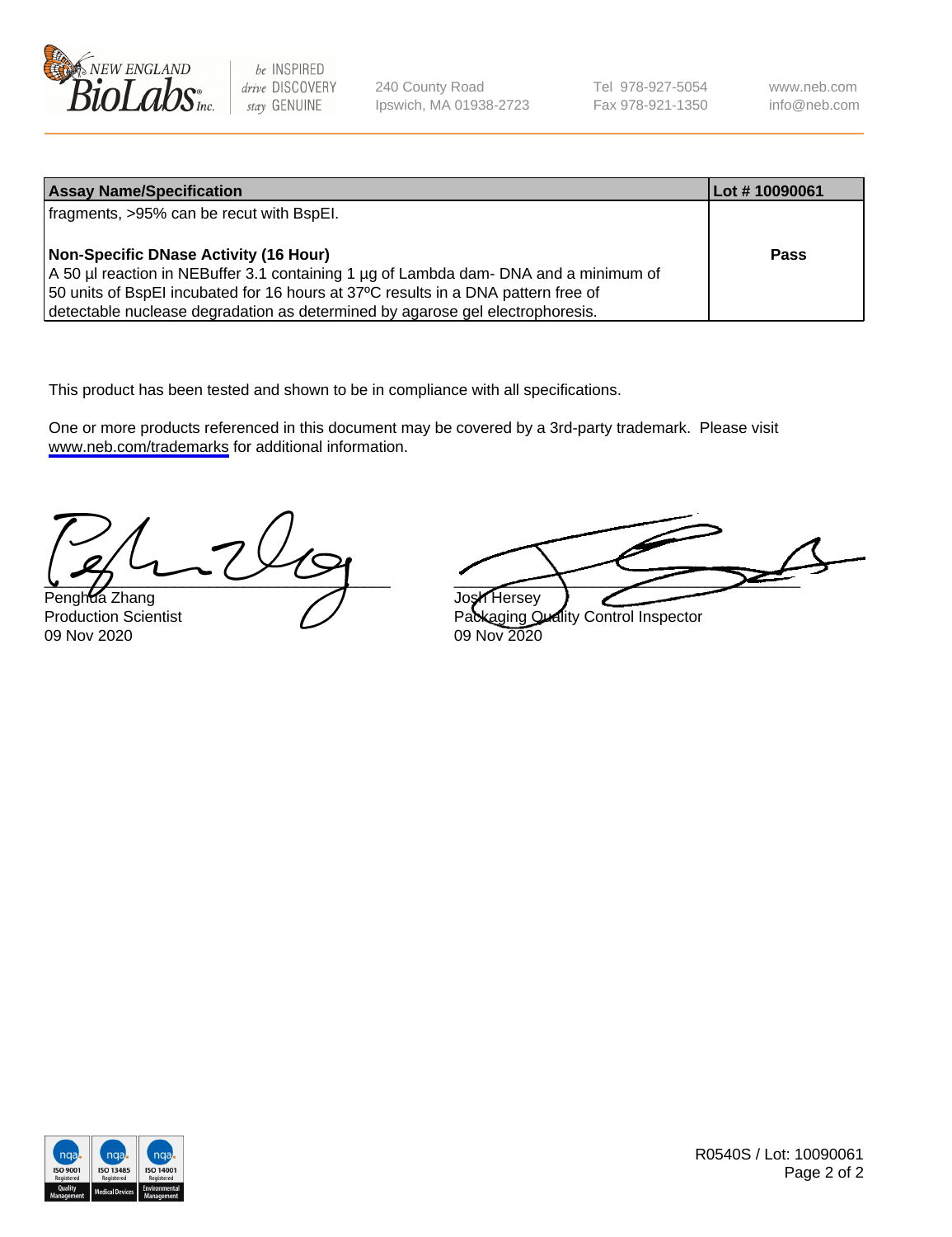| Assay Name/Specification | Lot # 10090061 |
| --- | --- |
| fragments, >95% can be recut with BspEI. | |
| **Non-Specific DNase Activity (16 Hour)**<br>A 50 µl reaction in NEBuffer 3.1 containing 1 µg of Lambda dam- DNA and a minimum of 50 units of BspEI incubated for 16 hours at 37ºC results in a DNA pattern free of detectable nuclease degradation as determined by agarose gel electrophoresis. | **Pass** |

This product has been tested and shown to be in compliance with all specifications.

One or more products referenced in this document may be covered by a 3rd-party trademark. Please visit www.neb.com/trademarks for additional information.

Penghua Zhang
Production Scientist
09 Nov 2020

Josh Hersey
Packaging Quality Control Inspector
09 Nov 2020

R0540S / Lot: 10090061